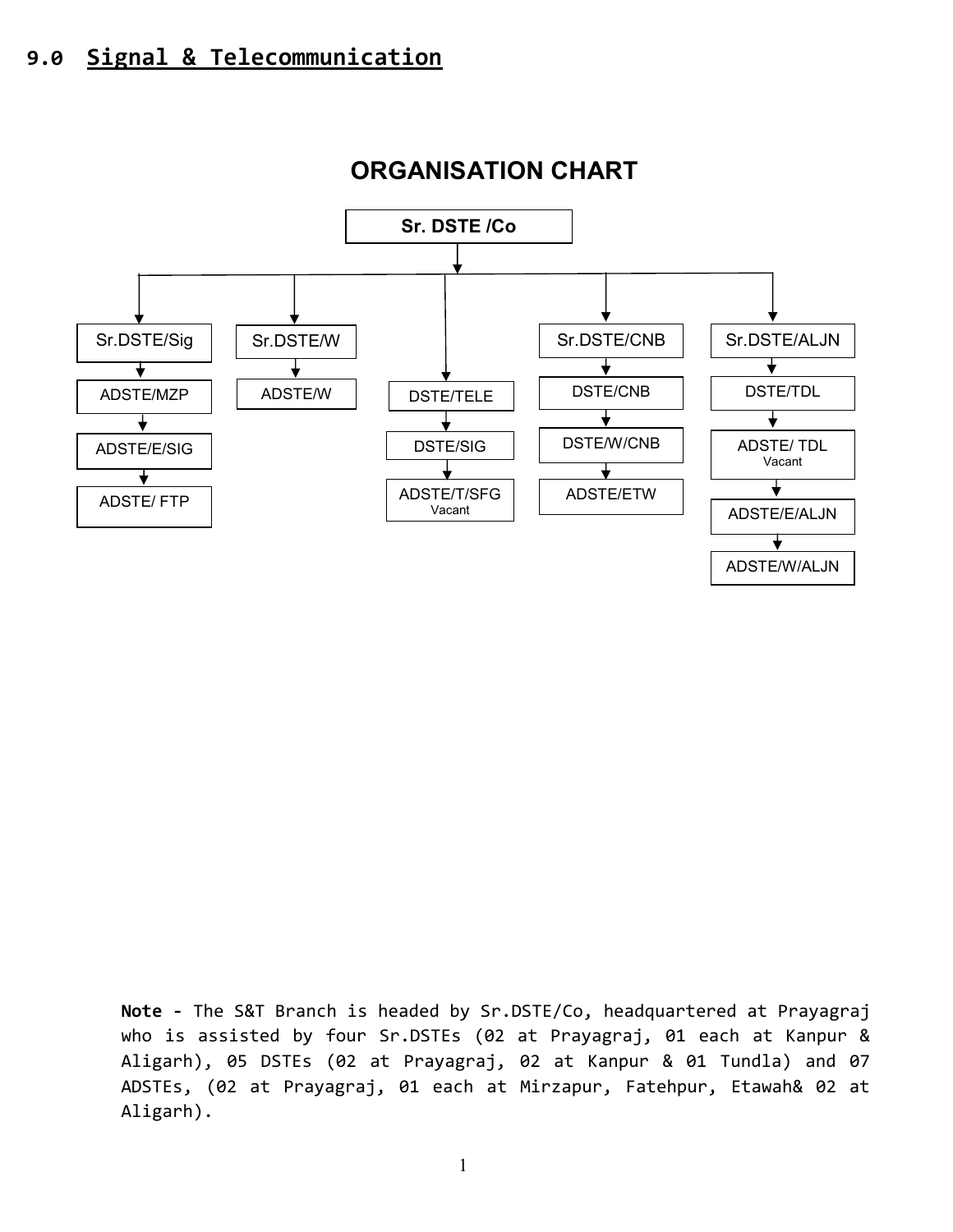## 9.0 Signal & Telecommunication

### ORGANISATION CHART

**Sr. DSTE /Co**

- Sr.DSTE/Sig
  - ADSTE/MZP
  - ADSTE/E/SIG
  - ADSTE/ FTP
- Sr.DSTE/W
  - ADSTE/W
- DSTE/TELE
  - DSTE/SIG
  - ADSTE/T/SFG Vacant
- Sr.DSTE/CNB
  - DSTE/CNB
  - DSTE/W/CNB
  - ADSTE/ETW
- Sr.DSTE/ALJN
  - DSTE/TDL
  - ADSTE/ TDL Vacant
  - ADSTE/E/ALJN
  - ADSTE/W/ALJN

**Note -** The S&T Branch is headed by Sr.DSTE/Co, headquartered at Prayagraj who is assisted by four Sr.DSTEs (02 at Prayagraj, 01 each at Kanpur & Aligarh), 05 DSTEs (02 at Prayagraj, 02 at Kanpur & 01 Tundla) and 07 ADSTEs, (02 at Prayagraj, 01 each at Mirzapur, Fatehpur, Etawah& 02 at Aligarh).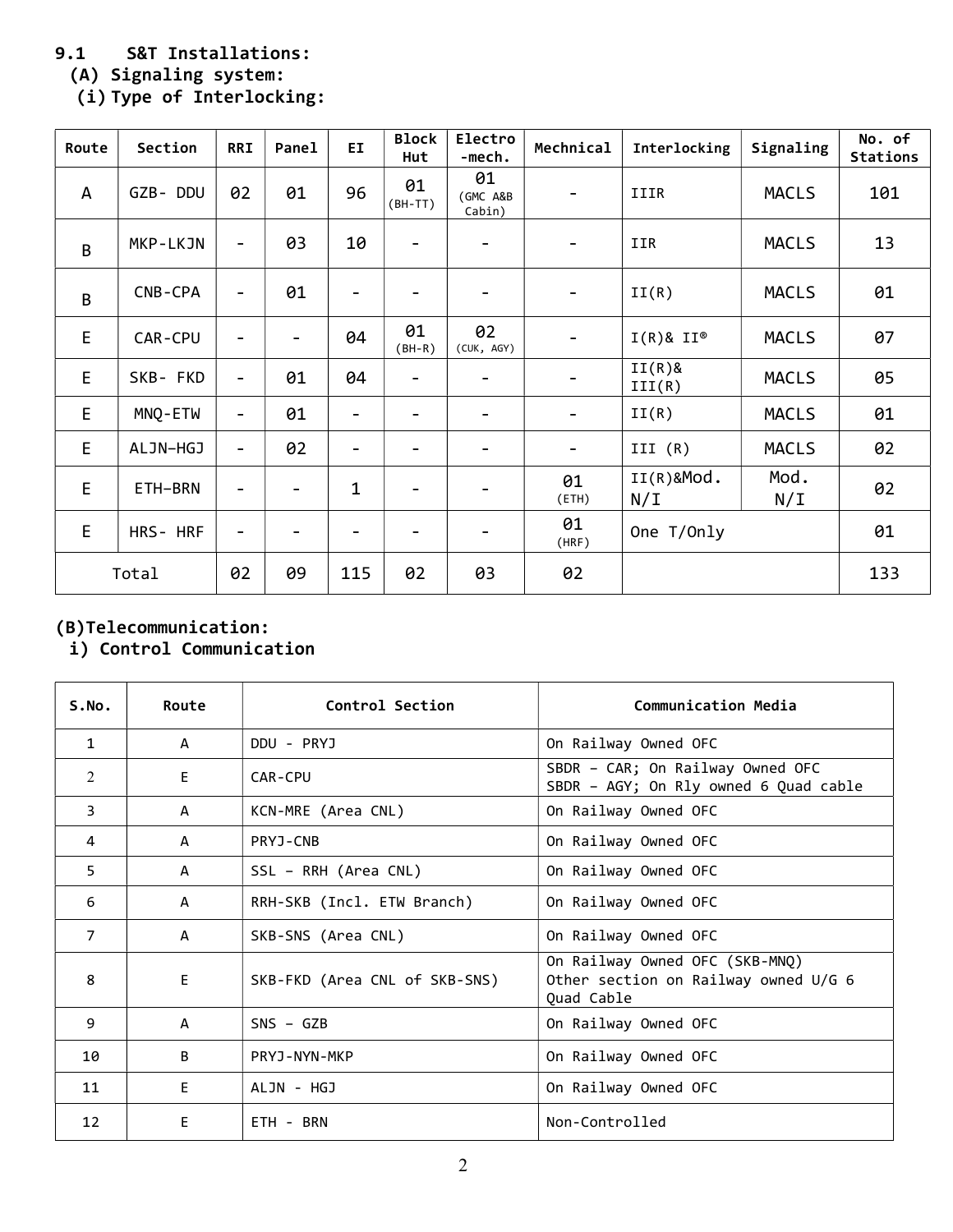**9.1 S&T Installations:**

**(A) Signaling system:**

**(i) Type of Interlocking:**

| Route | Section | RRI | Panel | EI | Block Hut | Electro -mech. | Mechnical | Interlocking | Signaling | No. of Stations |
|---|---|---|---|---|---|---|---|---|---|---|
| A | GZB- DDU | 02 | 01 | 96 | 01 (BH-TT) | 01 (GMC A&B Cabin) | - | IIIR | MACLS | 101 |
| B | MKP-LKJN | - | 03 | 10 | - | - | - | IIR | MACLS | 13 |
| B | CNB-CPA | - | 01 | - | - | - | - | II(R) | MACLS | 01 |
| E | CAR-CPU | - | - | 04 | 01 (BH-R) | 02 (CUK, AGY) | - | I(R)& II® | MACLS | 07 |
| E | SKB- FKD | - | 01 | 04 | - | - | - | II(R)& III(R) | MACLS | 05 |
| E | MNQ-ETW | - | 01 | - | - | - | - | II(R) | MACLS | 01 |
| E | ALJN–HGJ | - | 02 | - | - | - | - | III (R) | MACLS | 02 |
| E | ETH–BRN | - | - | 1 | - | - | 01 (ETH) | II(R)&Mod. N/I | Mod. N/I | 02 |
| E | HRS- HRF | - | - | - | - | - | 01 (HRF) | One T/Only | | 01 |
| Total | | 02 | 09 | 115 | 02 | 03 | 02 | | | 133 |

**(B)Telecommunication:**

**i) Control Communication**

| S.No. | Route | Control Section | Communication Media |
|---|---|---|---|
| 1 | A | DDU - PRYJ | On Railway Owned OFC |
| 2 | E | CAR-CPU | SBDR – CAR; On Railway Owned OFC<br>SBDR – AGY; On Rly owned 6 Quad cable |
| 3 | A | KCN-MRE (Area CNL) | On Railway Owned OFC |
| 4 | A | PRYJ-CNB | On Railway Owned OFC |
| 5 | A | SSL – RRH (Area CNL) | On Railway Owned OFC |
| 6 | A | RRH-SKB (Incl. ETW Branch) | On Railway Owned OFC |
| 7 | A | SKB-SNS (Area CNL) | On Railway Owned OFC |
| 8 | E | SKB-FKD (Area CNL of SKB-SNS) | On Railway Owned OFC (SKB-MNQ)<br>Other section on Railway owned U/G 6 Quad Cable |
| 9 | A | SNS – GZB | On Railway Owned OFC |
| 10 | B | PRYJ-NYN-MKP | On Railway Owned OFC |
| 11 | E | ALJN - HGJ | On Railway Owned OFC |
| 12 | E | ETH - BRN | Non-Controlled |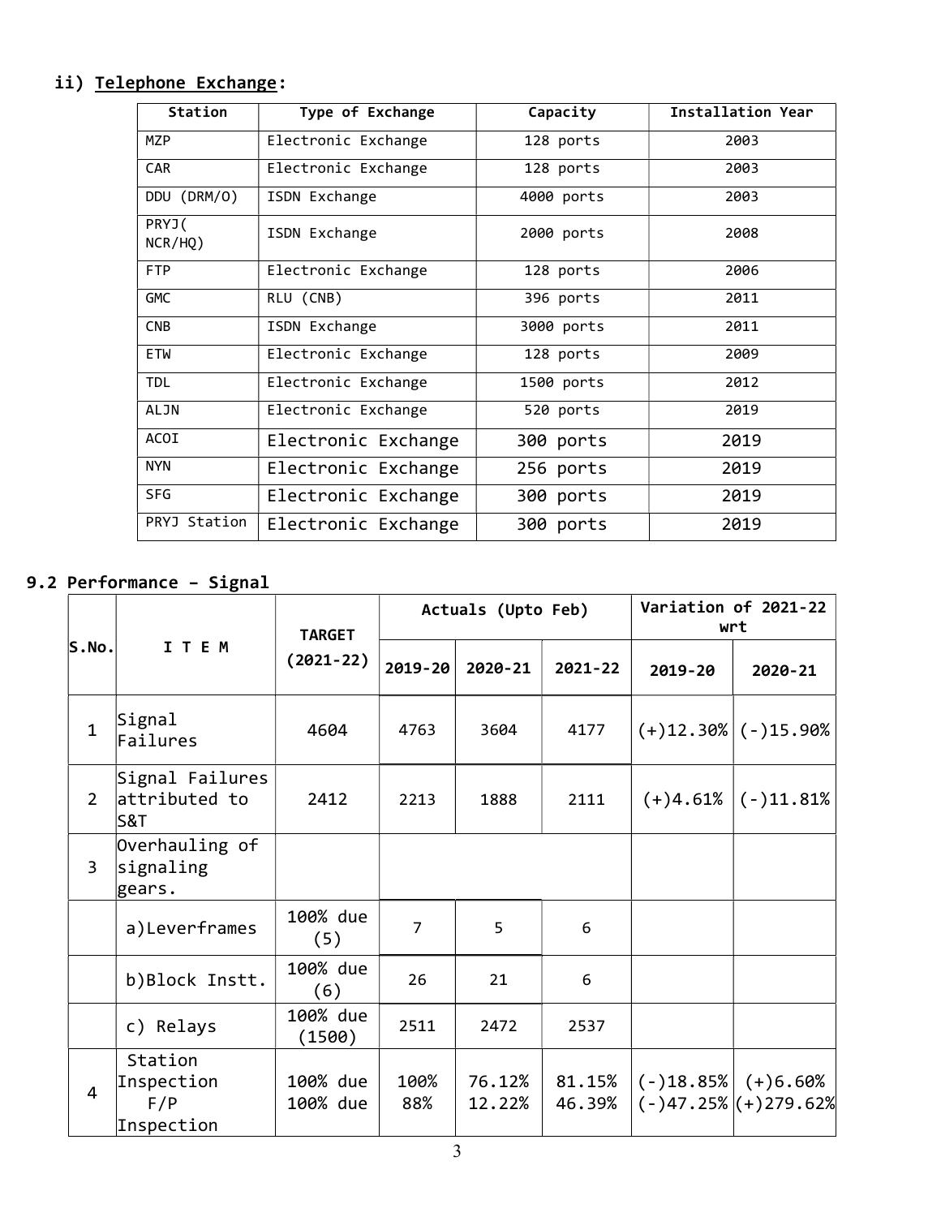### ii) Telephone Exchange:

| Station | Type of Exchange | Capacity | Installation Year |
|---|---|---|---|
| MZP | Electronic Exchange | 128 ports | 2003 |
| CAR | Electronic Exchange | 128 ports | 2003 |
| DDU (DRM/O) | ISDN Exchange | 4000 ports | 2003 |
| PRYJ( NCR/HQ) | ISDN Exchange | 2000 ports | 2008 |
| FTP | Electronic Exchange | 128 ports | 2006 |
| GMC | RLU (CNB) | 396 ports | 2011 |
| CNB | ISDN Exchange | 3000 ports | 2011 |
| ETW | Electronic Exchange | 128 ports | 2009 |
| TDL | Electronic Exchange | 1500 ports | 2012 |
| ALJN | Electronic Exchange | 520 ports | 2019 |
| ACOI | Electronic Exchange | 300 ports | 2019 |
| NYN | Electronic Exchange | 256 ports | 2019 |
| SFG | Electronic Exchange | 300 ports | 2019 |
| PRYJ Station | Electronic Exchange | 300 ports | 2019 |

## 9.2 Performance – Signal

| S.No. | I T E M | TARGET (2021-22) | Actuals (Upto Feb) | | | Variation of 2021-22 wrt | |
|---|---|---|---|---|---|---|---|
| | | | 2019-20 | 2020-21 | 2021-22 | 2019-20 | 2020-21 |
| 1 | Signal Failures | 4604 | 4763 | 3604 | 4177 | (+)12.30% | (-)15.90% |
| 2 | Signal Failures attributed to S&T | 2412 | 2213 | 1888 | 2111 | (+)4.61% | (-)11.81% |
| 3 | Overhauling of signaling gears. | | | | | | |
| | a)Leverframes | 100% due (5) | 7 | 5 | 6 | | |
| | b)Block Instt. | 100% due (6) | 26 | 21 | 6 | | |
| | c) Relays | 100% due (1500) | 2511 | 2472 | 2537 | | |
| 4 | Station Inspection<br>F/P Inspection | 100% due<br>100% due | 100%<br>88% | 76.12%<br>12.22% | 81.15%<br>46.39% | (-)18.85%<br>(-)47.25% | (+)6.60%<br>(+)279.62% |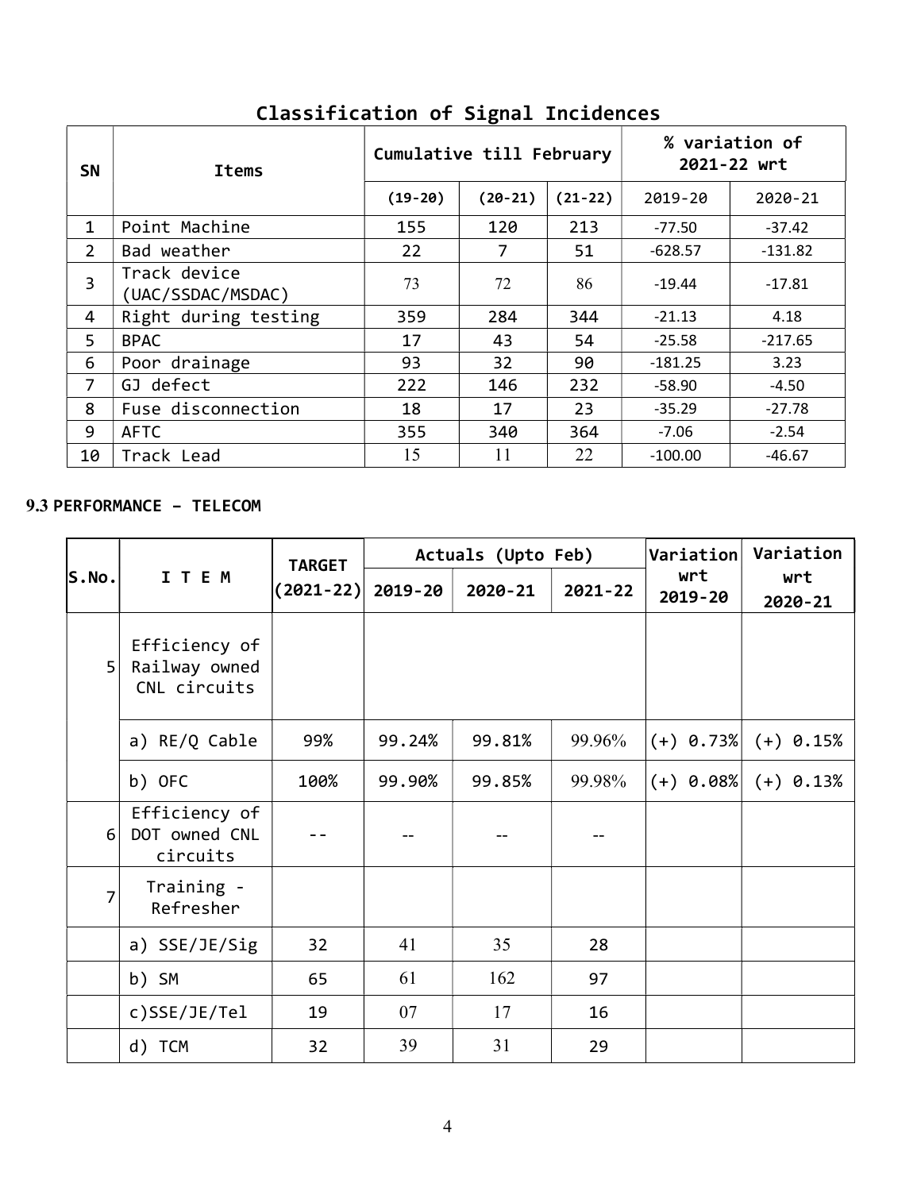## Classification of Signal Incidences

| SN | Items | Cumulative till February | | | % variation of 2021-22 wrt | |
|---|---|---|---|---|---|---|
| | | (19-20) | (20-21) | (21-22) | 2019-20 | 2020-21 |
| 1 | Point Machine | 155 | 120 | 213 | -77.50 | -37.42 |
| 2 | Bad weather | 22 | 7 | 51 | -628.57 | -131.82 |
| 3 | Track device (UAC/SSDAC/MSDAC) | 73 | 72 | 86 | -19.44 | -17.81 |
| 4 | Right during testing | 359 | 284 | 344 | -21.13 | 4.18 |
| 5 | BPAC | 17 | 43 | 54 | -25.58 | -217.65 |
| 6 | Poor drainage | 93 | 32 | 90 | -181.25 | 3.23 |
| 7 | GJ defect | 222 | 146 | 232 | -58.90 | -4.50 |
| 8 | Fuse disconnection | 18 | 17 | 23 | -35.29 | -27.78 |
| 9 | AFTC | 355 | 340 | 364 | -7.06 | -2.54 |
| 10 | Track Lead | 15 | 11 | 22 | -100.00 | -46.67 |

### 9.3 PERFORMANCE – TELECOM

| S.No. | I T E M | TARGET (2021-22) | Actuals (Upto Feb) | | | Variation wrt 2019-20 | Variation wrt 2020-21 |
|---|---|---|---|---|---|---|---|
| | | | 2019-20 | 2020-21 | 2021-22 | | |
| 5 | Efficiency of Railway owned CNL circuits | | | | | | |
| | a) RE/Q Cable | 99% | 99.24% | 99.81% | 99.96% | (+) 0.73% | (+) 0.15% |
| | b) OFC | 100% | 99.90% | 99.85% | 99.98% | (+) 0.08% | (+) 0.13% |
| 6 | Efficiency of DOT owned CNL circuits | -- | -- | -- | -- | | |
| 7 | Training - Refresher | | | | | | |
| | a) SSE/JE/Sig | 32 | 41 | 35 | 28 | | |
| | b) SM | 65 | 61 | 162 | 97 | | |
| | c)SSE/JE/Tel | 19 | 07 | 17 | 16 | | |
| | d) TCM | 32 | 39 | 31 | 29 | | |